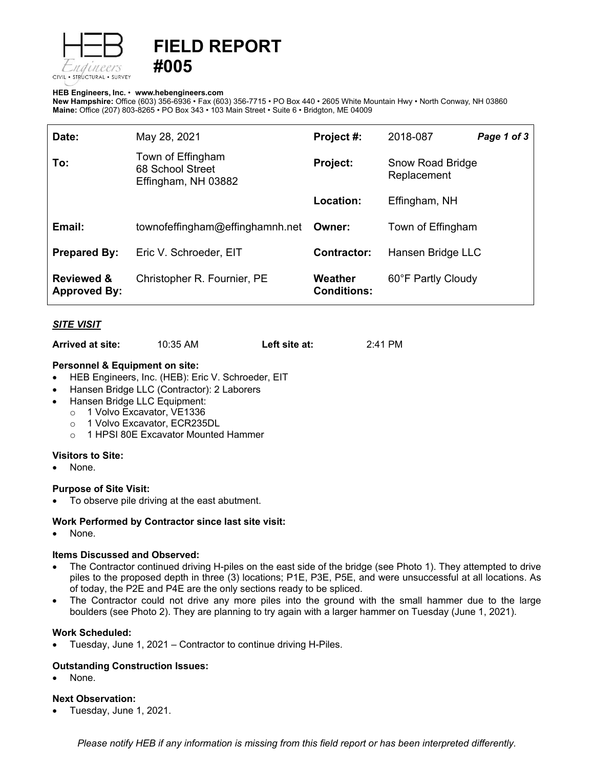# FIELD REPORT #005

**HEB Engineers, Inc.** • **www.hebengineers.com**
**New Hampshire:** Office (603) 356-6936 • Fax (603) 356-7715 • PO Box 440 • 2605 White Mountain Hwy • North Conway, NH 03860
**Maine:** Office (207) 803-8265 • PO Box 343 • 103 Main Street • Suite 6 • Bridgton, ME 04009

| | | | |
|---|---|---|---|
| **Date:** | May 28, 2021 | **Project #:** | 2018-087 |
| **To:** | Town of Effingham<br>68 School Street<br>Effingham, NH 03882 | **Project:** | Snow Road Bridge Replacement |
| | | **Location:** | Effingham, NH |
| **Email:** | townofeffingham@effinghamnh.net | **Owner:** | Town of Effingham |
| **Prepared By:** | Eric V. Schroeder, EIT | **Contractor:** | Hansen Bridge LLC |
| **Reviewed & Approved By:** | Christopher R. Fournier, PE | **Weather Conditions:** | 60°F Partly Cloudy |

## *SITE VISIT*

**Arrived at site:** 10:35 AM **Left site at:** 2:41 PM

### Personnel & Equipment on site:

- HEB Engineers, Inc. (HEB): Eric V. Schroeder, EIT
- Hansen Bridge LLC (Contractor): 2 Laborers
- Hansen Bridge LLC Equipment:
  - 1 Volvo Excavator, VE1336
  - 1 Volvo Excavator, ECR235DL
  - 1 HPSI 80E Excavator Mounted Hammer

### Visitors to Site:

- None.

### Purpose of Site Visit:

- To observe pile driving at the east abutment.

### Work Performed by Contractor since last site visit:

- None.

### Items Discussed and Observed:

- The Contractor continued driving H-piles on the east side of the bridge (see Photo 1). They attempted to drive piles to the proposed depth in three (3) locations; P1E, P3E, P5E, and were unsuccessful at all locations. As of today, the P2E and P4E are the only sections ready to be spliced.
- The Contractor could not drive any more piles into the ground with the small hammer due to the large boulders (see Photo 2). They are planning to try again with a larger hammer on Tuesday (June 1, 2021).

### Work Scheduled:

- Tuesday, June 1, 2021 – Contractor to continue driving H-Piles.

### Outstanding Construction Issues:

- None.

### Next Observation:

- Tuesday, June 1, 2021.

*Please notify HEB if any information is missing from this field report or has been interpreted differently.*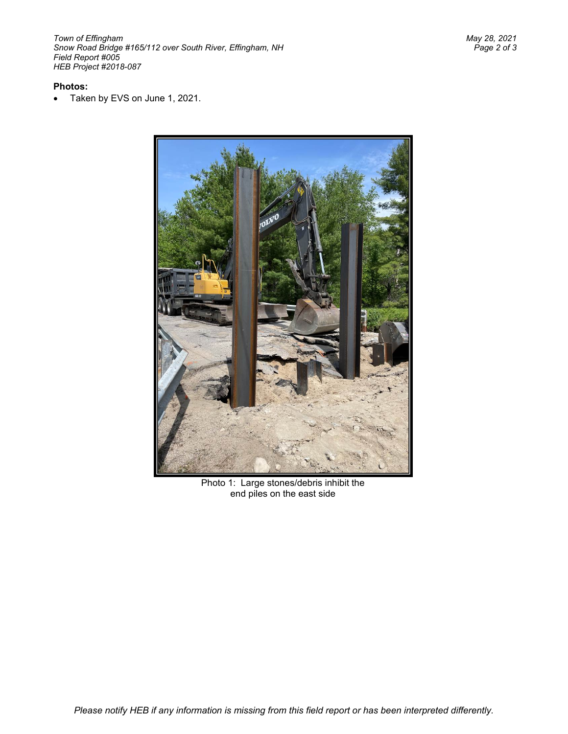**Photos:**

- Taken by EVS on June 1, 2021.

Photo 1: Large stones/debris inhibit the end piles on the east side

*Please notify HEB if any information is missing from this field report or has been interpreted differently.*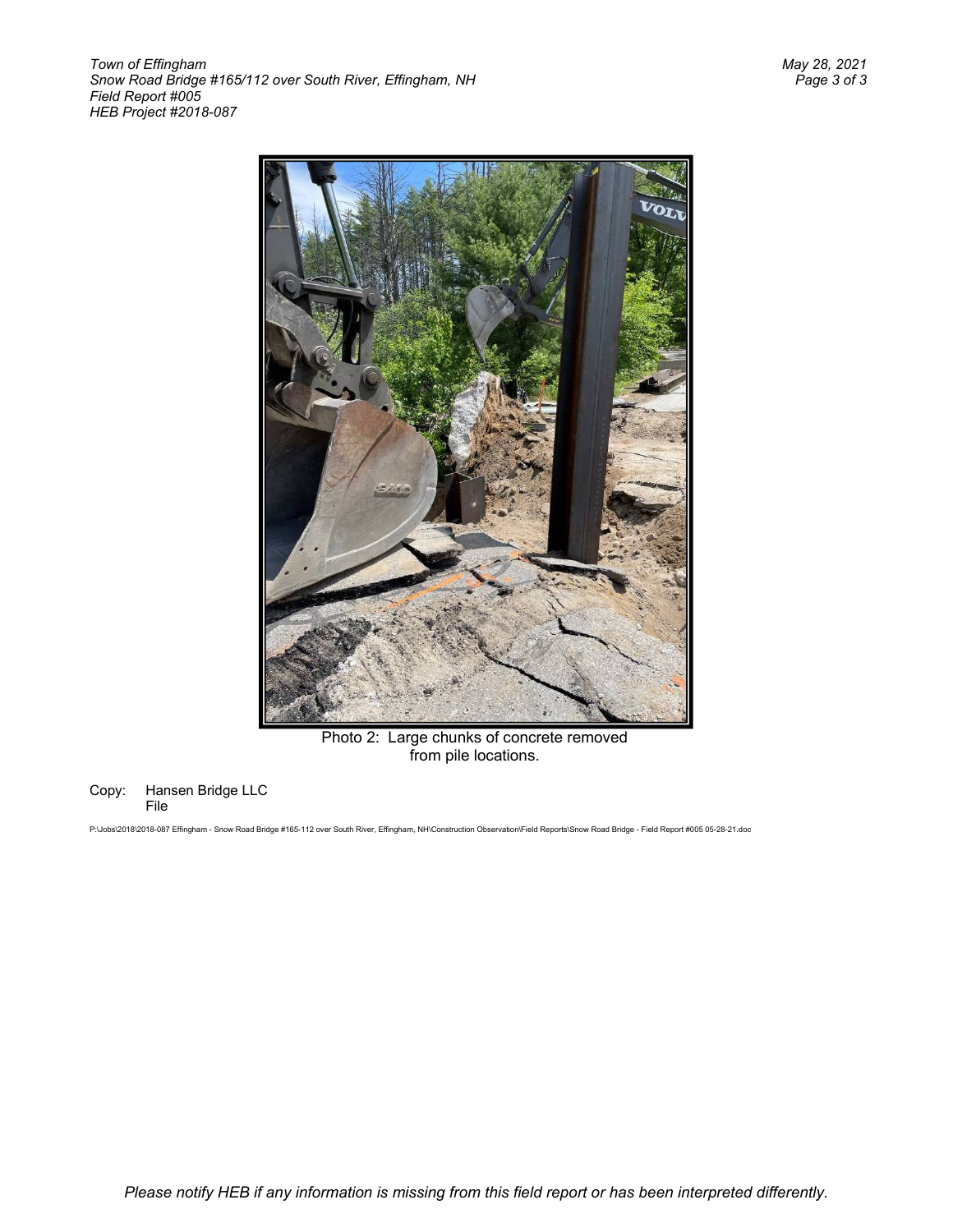Photo 2: Large chunks of concrete removed from pile locations.

Copy: Hansen Bridge LLC
File

P:\Jobs\2018\2018-087 Effingham - Snow Road Bridge #165-112 over South River, Effingham, NH\Construction Observation\Field Reports\Snow Road Bridge - Field Report #005 05-28-21.doc

*Please notify HEB if any information is missing from this field report or has been interpreted differently.*